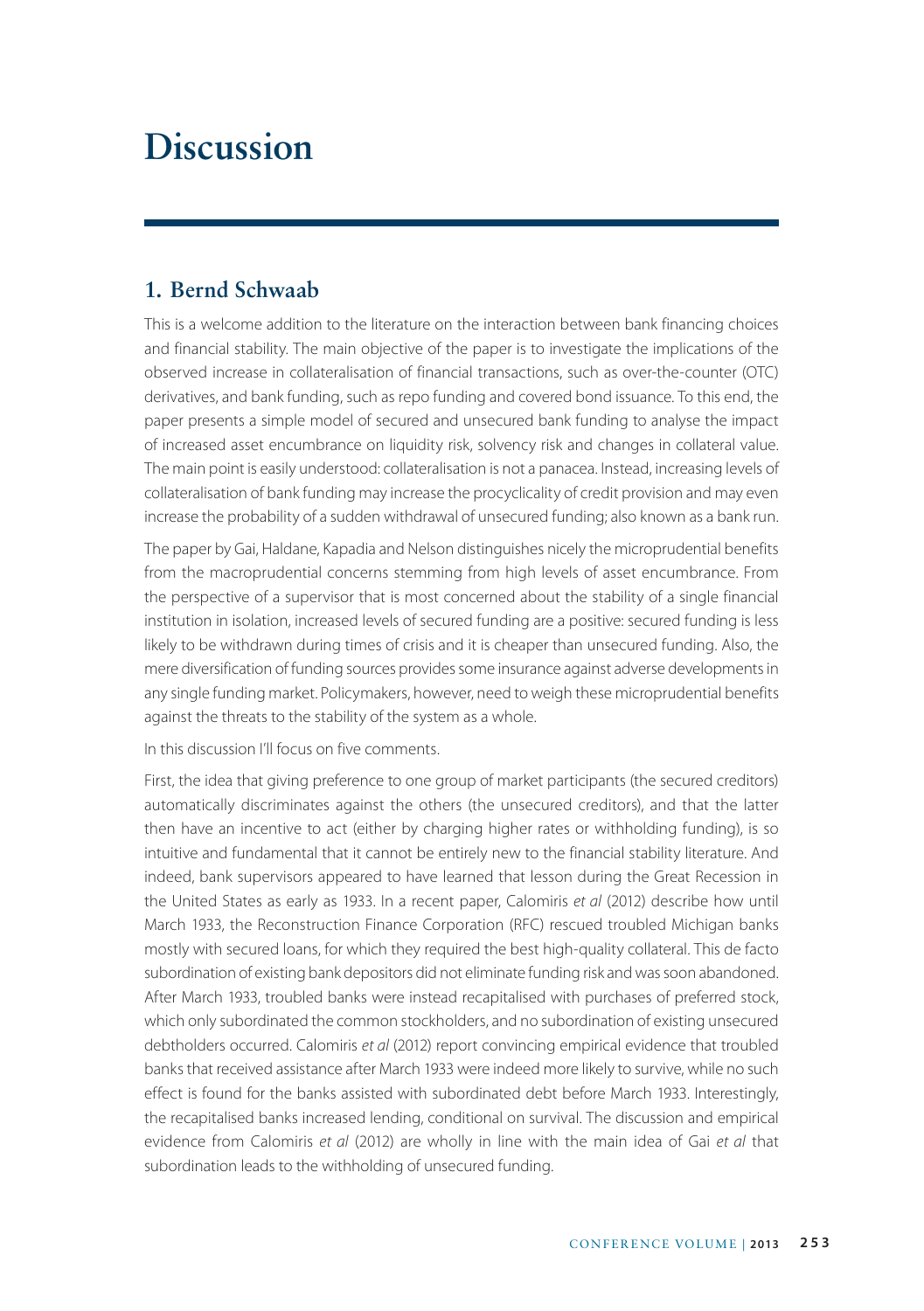# Discussion

## 1. Bernd Schwaab

This is a welcome addition to the literature on the interaction between bank financing choices and financial stability. The main objective of the paper is to investigate the implications of the observed increase in collateralisation of financial transactions, such as over-the-counter (OTC) derivatives, and bank funding, such as repo funding and covered bond issuance. To this end, the paper presents a simple model of secured and unsecured bank funding to analyse the impact of increased asset encumbrance on liquidity risk, solvency risk and changes in collateral value. The main point is easily understood: collateralisation is not a panacea. Instead, increasing levels of collateralisation of bank funding may increase the procyclicality of credit provision and may even increase the probability of a sudden withdrawal of unsecured funding; also known as a bank run.

The paper by Gai, Haldane, Kapadia and Nelson distinguishes nicely the microprudential benefits from the macroprudential concerns stemming from high levels of asset encumbrance. From the perspective of a supervisor that is most concerned about the stability of a single financial institution in isolation, increased levels of secured funding are a positive: secured funding is less likely to be withdrawn during times of crisis and it is cheaper than unsecured funding. Also, the mere diversification of funding sources provides some insurance against adverse developments in any single funding market. Policymakers, however, need to weigh these microprudential benefits against the threats to the stability of the system as a whole.

In this discussion I'll focus on five comments.

First, the idea that giving preference to one group of market participants (the secured creditors) automatically discriminates against the others (the unsecured creditors), and that the latter then have an incentive to act (either by charging higher rates or withholding funding), is so intuitive and fundamental that it cannot be entirely new to the financial stability literature. And indeed, bank supervisors appeared to have learned that lesson during the Great Recession in the United States as early as 1933. In a recent paper, Calomiris *et al* (2012) describe how until March 1933, the Reconstruction Finance Corporation (RFC) rescued troubled Michigan banks mostly with secured loans, for which they required the best high-quality collateral. This de facto subordination of existing bank depositors did not eliminate funding risk and was soon abandoned. After March 1933, troubled banks were instead recapitalised with purchases of preferred stock, which only subordinated the common stockholders, and no subordination of existing unsecured debtholders occurred. Calomiris *et al* (2012) report convincing empirical evidence that troubled banks that received assistance after March 1933 were indeed more likely to survive, while no such effect is found for the banks assisted with subordinated debt before March 1933. Interestingly, the recapitalised banks increased lending, conditional on survival. The discussion and empirical evidence from Calomiris *et al* (2012) are wholly in line with the main idea of Gai *et al* that subordination leads to the withholding of unsecured funding.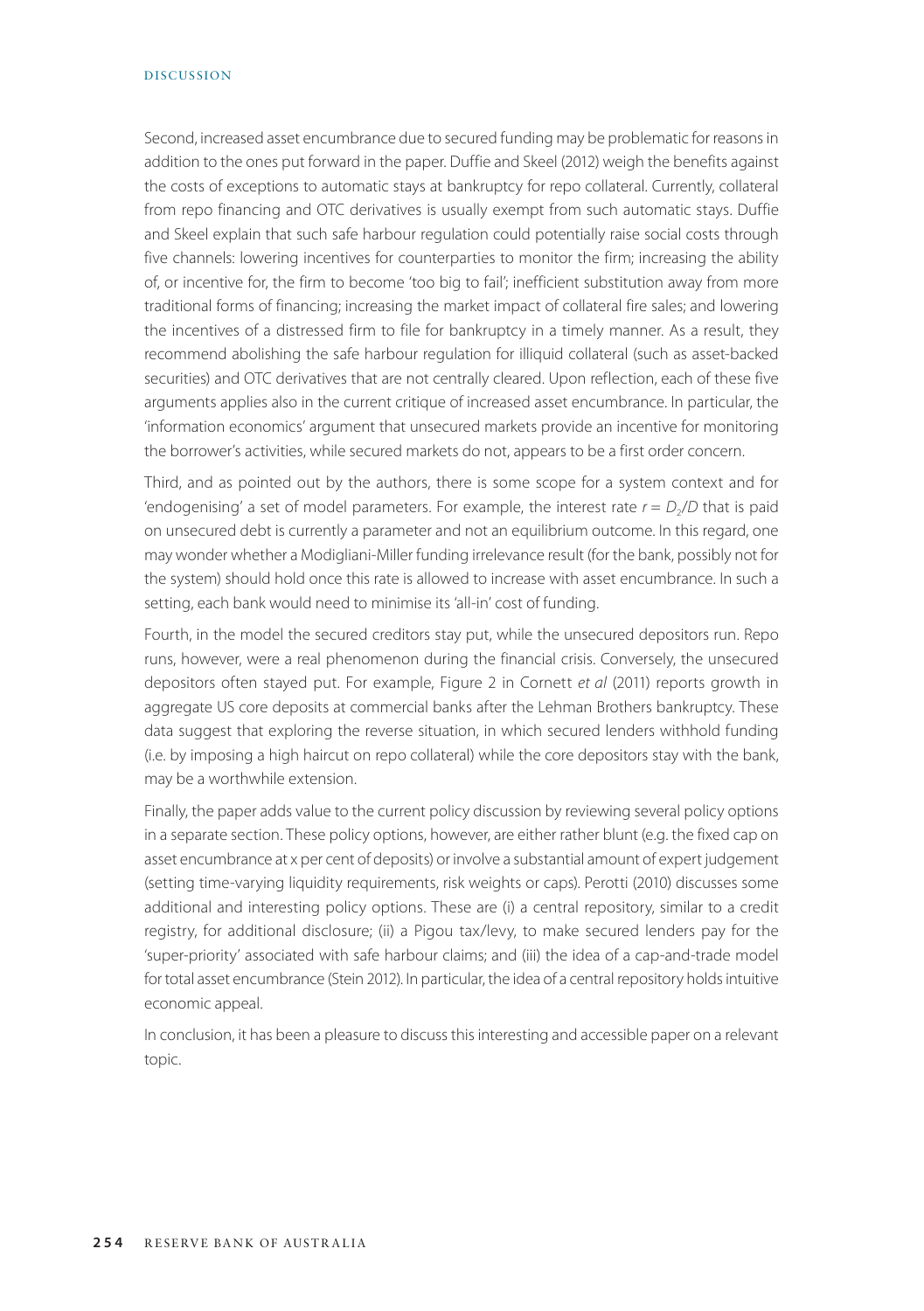Second, increased asset encumbrance due to secured funding may be problematic for reasons in addition to the ones put forward in the paper. Duffie and Skeel (2012) weigh the benefits against the costs of exceptions to automatic stays at bankruptcy for repo collateral. Currently, collateral from repo financing and OTC derivatives is usually exempt from such automatic stays. Duffie and Skeel explain that such safe harbour regulation could potentially raise social costs through five channels: lowering incentives for counterparties to monitor the firm; increasing the ability of, or incentive for, the firm to become 'too big to fail'; inefficient substitution away from more traditional forms of financing; increasing the market impact of collateral fire sales; and lowering the incentives of a distressed firm to file for bankruptcy in a timely manner. As a result, they recommend abolishing the safe harbour regulation for illiquid collateral (such as asset-backed securities) and OTC derivatives that are not centrally cleared. Upon reflection, each of these five arguments applies also in the current critique of increased asset encumbrance. In particular, the 'information economics' argument that unsecured markets provide an incentive for monitoring the borrower's activities, while secured markets do not, appears to be a first order concern.

Third, and as pointed out by the authors, there is some scope for a system context and for 'endogenising' a set of model parameters. For example, the interest rate $r = D_2/D$ that is paid on unsecured debt is currently a parameter and not an equilibrium outcome. In this regard, one may wonder whether a Modigliani-Miller funding irrelevance result (for the bank, possibly not for the system) should hold once this rate is allowed to increase with asset encumbrance. In such a setting, each bank would need to minimise its 'all-in' cost of funding.

Fourth, in the model the secured creditors stay put, while the unsecured depositors run. Repo runs, however, were a real phenomenon during the financial crisis. Conversely, the unsecured depositors often stayed put. For example, Figure 2 in Cornett *et al* (2011) reports growth in aggregate US core deposits at commercial banks after the Lehman Brothers bankruptcy. These data suggest that exploring the reverse situation, in which secured lenders withhold funding (i.e. by imposing a high haircut on repo collateral) while the core depositors stay with the bank, may be a worthwhile extension.

Finally, the paper adds value to the current policy discussion by reviewing several policy options in a separate section. These policy options, however, are either rather blunt (e.g. the fixed cap on asset encumbrance at x per cent of deposits) or involve a substantial amount of expert judgement (setting time-varying liquidity requirements, risk weights or caps). Perotti (2010) discusses some additional and interesting policy options. These are (i) a central repository, similar to a credit registry, for additional disclosure; (ii) a Pigou tax/levy, to make secured lenders pay for the 'super-priority' associated with safe harbour claims; and (iii) the idea of a cap-and-trade model for total asset encumbrance (Stein 2012). In particular, the idea of a central repository holds intuitive economic appeal.

In conclusion, it has been a pleasure to discuss this interesting and accessible paper on a relevant topic.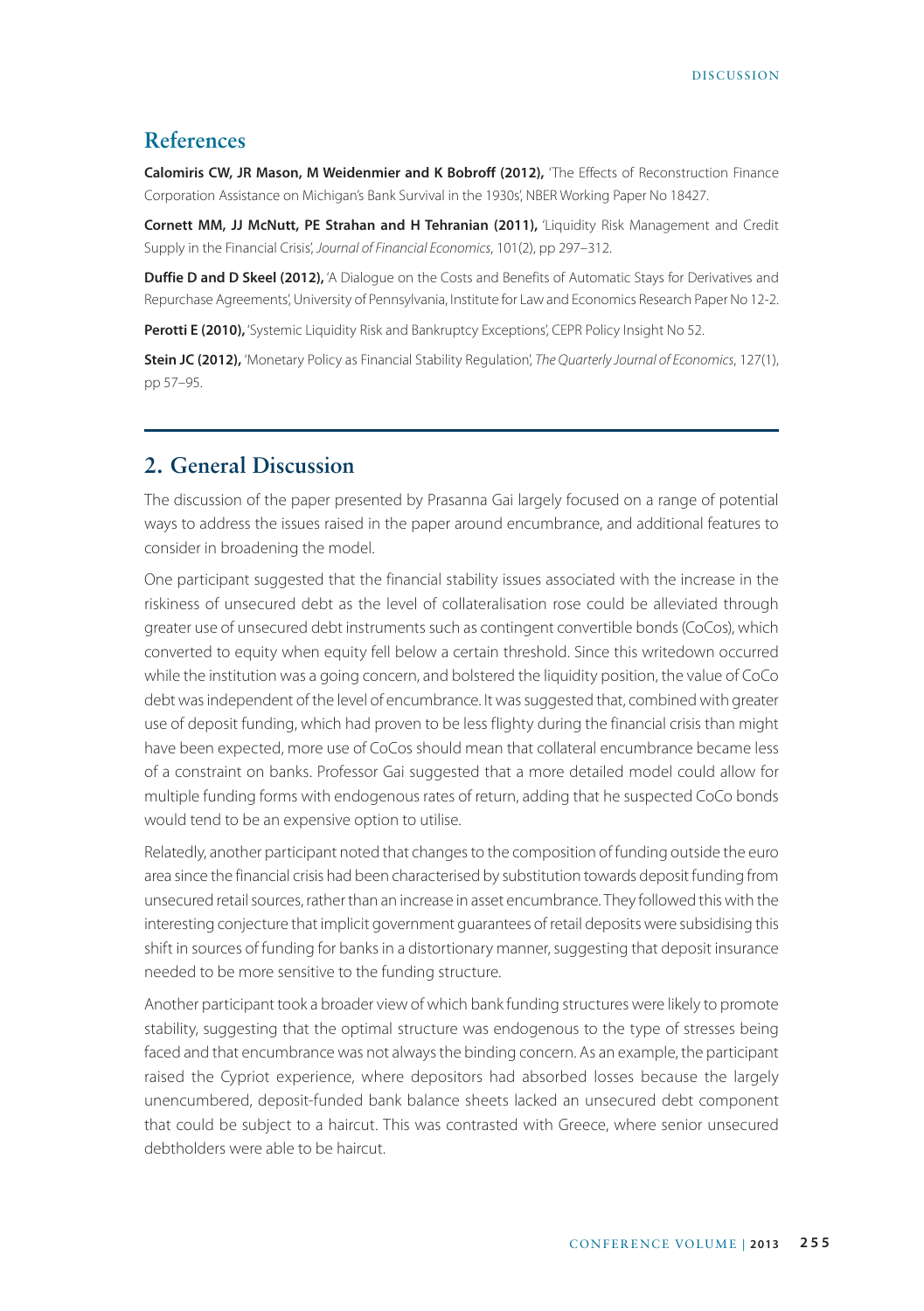## References

**Calomiris CW, JR Mason, M Weidenmier and K Bobroff (2012),** 'The Effects of Reconstruction Finance Corporation Assistance on Michigan's Bank Survival in the 1930s', NBER Working Paper No 18427.

**Cornett MM, JJ McNutt, PE Strahan and H Tehranian (2011),** 'Liquidity Risk Management and Credit Supply in the Financial Crisis', *Journal of Financial Economics*, 101(2), pp 297–312.

**Duffie D and D Skeel (2012),** 'A Dialogue on the Costs and Benefits of Automatic Stays for Derivatives and Repurchase Agreements', University of Pennsylvania, Institute for Law and Economics Research Paper No 12-2.

**Perotti E (2010),** 'Systemic Liquidity Risk and Bankruptcy Exceptions', CEPR Policy Insight No 52.

**Stein JC (2012),** 'Monetary Policy as Financial Stability Regulation', *The Quarterly Journal of Economics*, 127(1), pp 57–95.

## 2. General Discussion

The discussion of the paper presented by Prasanna Gai largely focused on a range of potential ways to address the issues raised in the paper around encumbrance, and additional features to consider in broadening the model.

One participant suggested that the financial stability issues associated with the increase in the riskiness of unsecured debt as the level of collateralisation rose could be alleviated through greater use of unsecured debt instruments such as contingent convertible bonds (CoCos), which converted to equity when equity fell below a certain threshold. Since this writedown occurred while the institution was a going concern, and bolstered the liquidity position, the value of CoCo debt was independent of the level of encumbrance. It was suggested that, combined with greater use of deposit funding, which had proven to be less flighty during the financial crisis than might have been expected, more use of CoCos should mean that collateral encumbrance became less of a constraint on banks. Professor Gai suggested that a more detailed model could allow for multiple funding forms with endogenous rates of return, adding that he suspected CoCo bonds would tend to be an expensive option to utilise.

Relatedly, another participant noted that changes to the composition of funding outside the euro area since the financial crisis had been characterised by substitution towards deposit funding from unsecured retail sources, rather than an increase in asset encumbrance. They followed this with the interesting conjecture that implicit government guarantees of retail deposits were subsidising this shift in sources of funding for banks in a distortionary manner, suggesting that deposit insurance needed to be more sensitive to the funding structure.

Another participant took a broader view of which bank funding structures were likely to promote stability, suggesting that the optimal structure was endogenous to the type of stresses being faced and that encumbrance was not always the binding concern. As an example, the participant raised the Cypriot experience, where depositors had absorbed losses because the largely unencumbered, deposit-funded bank balance sheets lacked an unsecured debt component that could be subject to a haircut. This was contrasted with Greece, where senior unsecured debtholders were able to be haircut.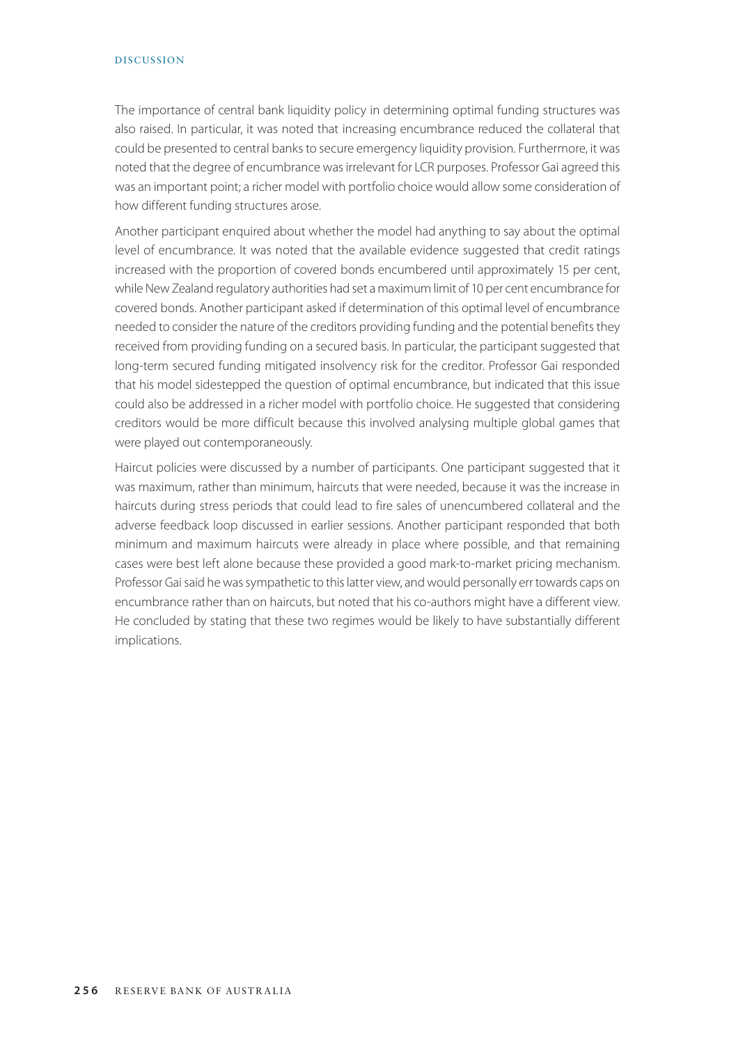The importance of central bank liquidity policy in determining optimal funding structures was also raised. In particular, it was noted that increasing encumbrance reduced the collateral that could be presented to central banks to secure emergency liquidity provision. Furthermore, it was noted that the degree of encumbrance was irrelevant for LCR purposes. Professor Gai agreed this was an important point; a richer model with portfolio choice would allow some consideration of how different funding structures arose.

Another participant enquired about whether the model had anything to say about the optimal level of encumbrance. It was noted that the available evidence suggested that credit ratings increased with the proportion of covered bonds encumbered until approximately 15 per cent, while New Zealand regulatory authorities had set a maximum limit of 10 per cent encumbrance for covered bonds. Another participant asked if determination of this optimal level of encumbrance needed to consider the nature of the creditors providing funding and the potential benefits they received from providing funding on a secured basis. In particular, the participant suggested that long-term secured funding mitigated insolvency risk for the creditor. Professor Gai responded that his model sidestepped the question of optimal encumbrance, but indicated that this issue could also be addressed in a richer model with portfolio choice. He suggested that considering creditors would be more difficult because this involved analysing multiple global games that were played out contemporaneously.

Haircut policies were discussed by a number of participants. One participant suggested that it was maximum, rather than minimum, haircuts that were needed, because it was the increase in haircuts during stress periods that could lead to fire sales of unencumbered collateral and the adverse feedback loop discussed in earlier sessions. Another participant responded that both minimum and maximum haircuts were already in place where possible, and that remaining cases were best left alone because these provided a good mark-to-market pricing mechanism. Professor Gai said he was sympathetic to this latter view, and would personally err towards caps on encumbrance rather than on haircuts, but noted that his co-authors might have a different view. He concluded by stating that these two regimes would be likely to have substantially different implications.